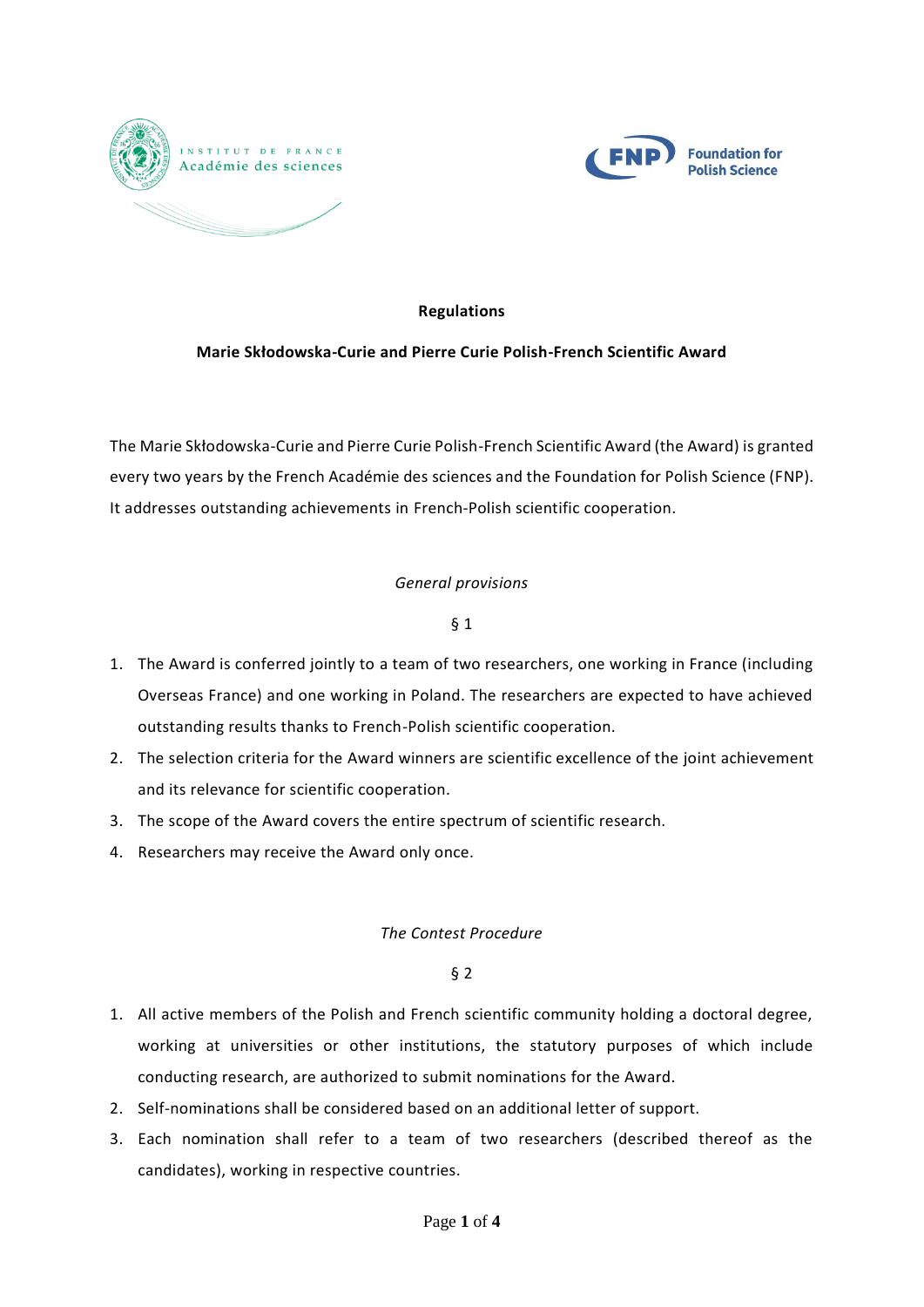# Regulations

## Marie Skłodowska-Curie and Pierre Curie Polish-French Scientific Award

The Marie Skłodowska-Curie and Pierre Curie Polish-French Scientific Award (the Award) is granted every two years by the French Académie des sciences and the Foundation for Polish Science (FNP). It addresses outstanding achievements in French-Polish scientific cooperation.

### *General provisions*

§ 1

1. The Award is conferred jointly to a team of two researchers, one working in France (including Overseas France) and one working in Poland. The researchers are expected to have achieved outstanding results thanks to French-Polish scientific cooperation.
2. The selection criteria for the Award winners are scientific excellence of the joint achievement and its relevance for scientific cooperation.
3. The scope of the Award covers the entire spectrum of scientific research.
4. Researchers may receive the Award only once.

### *The Contest Procedure*

§ 2

1. All active members of the Polish and French scientific community holding a doctoral degree, working at universities or other institutions, the statutory purposes of which include conducting research, are authorized to submit nominations for the Award.
2. Self-nominations shall be considered based on an additional letter of support.
3. Each nomination shall refer to a team of two researchers (described thereof as the candidates), working in respective countries.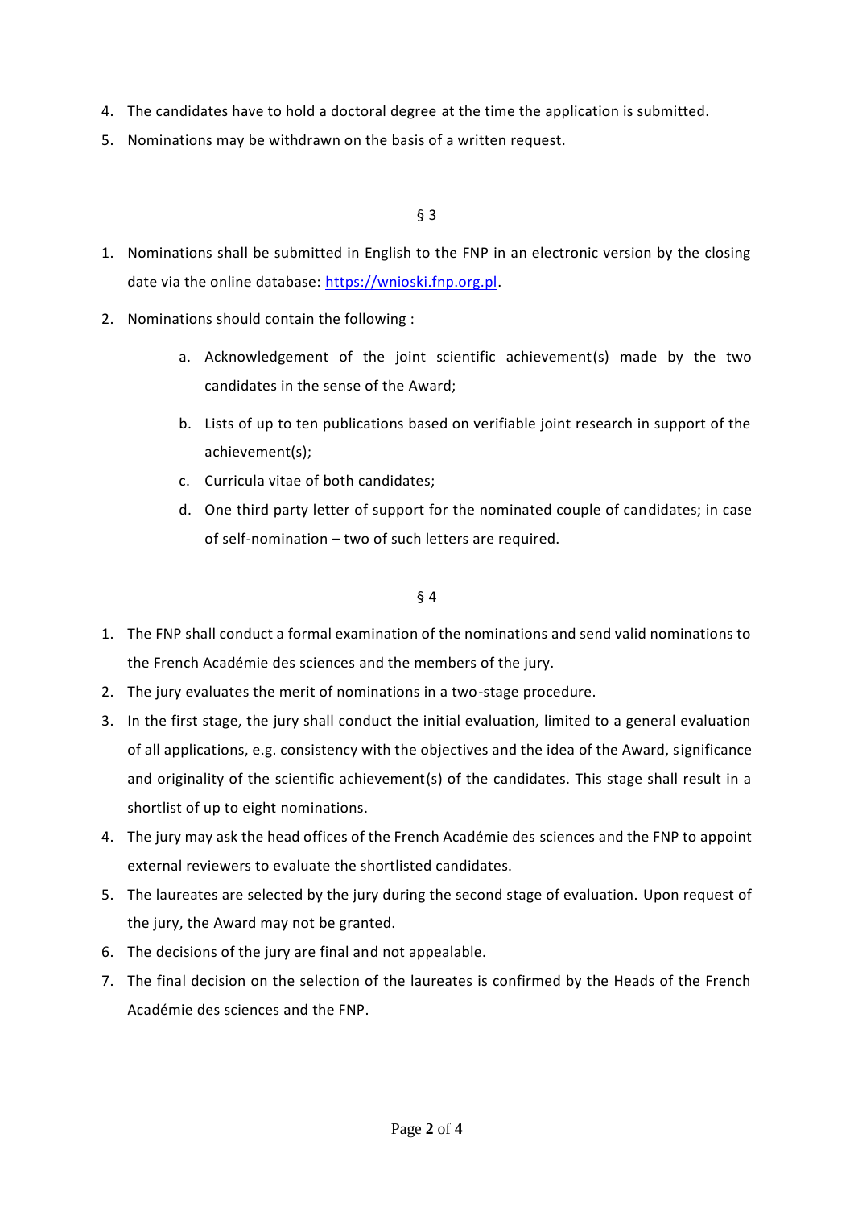4. The candidates have to hold a doctoral degree at the time the application is submitted.
5. Nominations may be withdrawn on the basis of a written request.

§ 3

1. Nominations shall be submitted in English to the FNP in an electronic version by the closing date via the online database: https://wnioski.fnp.org.pl.
2. Nominations should contain the following :
    a. Acknowledgement of the joint scientific achievement(s) made by the two candidates in the sense of the Award;
    b. Lists of up to ten publications based on verifiable joint research in support of the achievement(s);
    c. Curricula vitae of both candidates;
    d. One third party letter of support for the nominated couple of candidates; in case of self-nomination – two of such letters are required.

§ 4

1. The FNP shall conduct a formal examination of the nominations and send valid nominations to the French Académie des sciences and the members of the jury.
2. The jury evaluates the merit of nominations in a two-stage procedure.
3. In the first stage, the jury shall conduct the initial evaluation, limited to a general evaluation of all applications, e.g. consistency with the objectives and the idea of the Award, significance and originality of the scientific achievement(s) of the candidates. This stage shall result in a shortlist of up to eight nominations.
4. The jury may ask the head offices of the French Académie des sciences and the FNP to appoint external reviewers to evaluate the shortlisted candidates.
5. The laureates are selected by the jury during the second stage of evaluation. Upon request of the jury, the Award may not be granted.
6. The decisions of the jury are final and not appealable.
7. The final decision on the selection of the laureates is confirmed by the Heads of the French Académie des sciences and the FNP.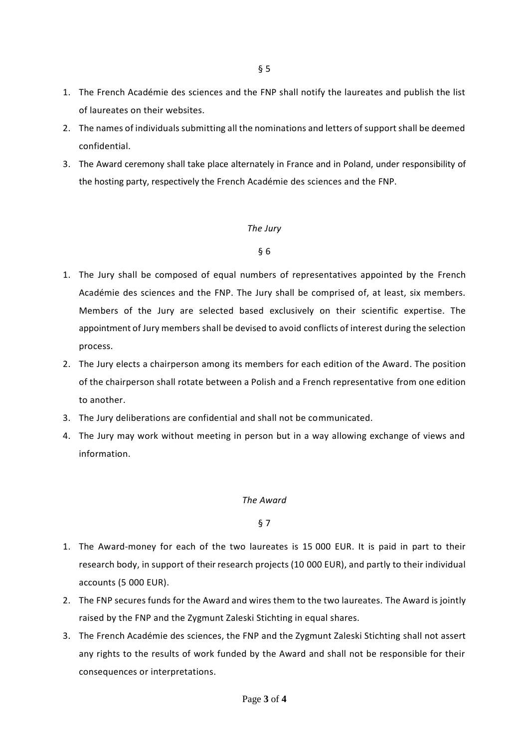§ 5

1. The French Académie des sciences and the FNP shall notify the laureates and publish the list of laureates on their websites.
2. The names of individuals submitting all the nominations and letters of support shall be deemed confidential.
3. The Award ceremony shall take place alternately in France and in Poland, under responsibility of the hosting party, respectively the French Académie des sciences and the FNP.

*The Jury*

§ 6

1. The Jury shall be composed of equal numbers of representatives appointed by the French Académie des sciences and the FNP. The Jury shall be comprised of, at least, six members. Members of the Jury are selected based exclusively on their scientific expertise. The appointment of Jury members shall be devised to avoid conflicts of interest during the selection process.
2. The Jury elects a chairperson among its members for each edition of the Award. The position of the chairperson shall rotate between a Polish and a French representative from one edition to another.
3. The Jury deliberations are confidential and shall not be communicated.
4. The Jury may work without meeting in person but in a way allowing exchange of views and information.

*The Award*

§ 7

1. The Award-money for each of the two laureates is 15 000 EUR. It is paid in part to their research body, in support of their research projects (10 000 EUR), and partly to their individual accounts (5 000 EUR).
2. The FNP secures funds for the Award and wires them to the two laureates. The Award is jointly raised by the FNP and the Zygmunt Zaleski Stichting in equal shares.
3. The French Académie des sciences, the FNP and the Zygmunt Zaleski Stichting shall not assert any rights to the results of work funded by the Award and shall not be responsible for their consequences or interpretations.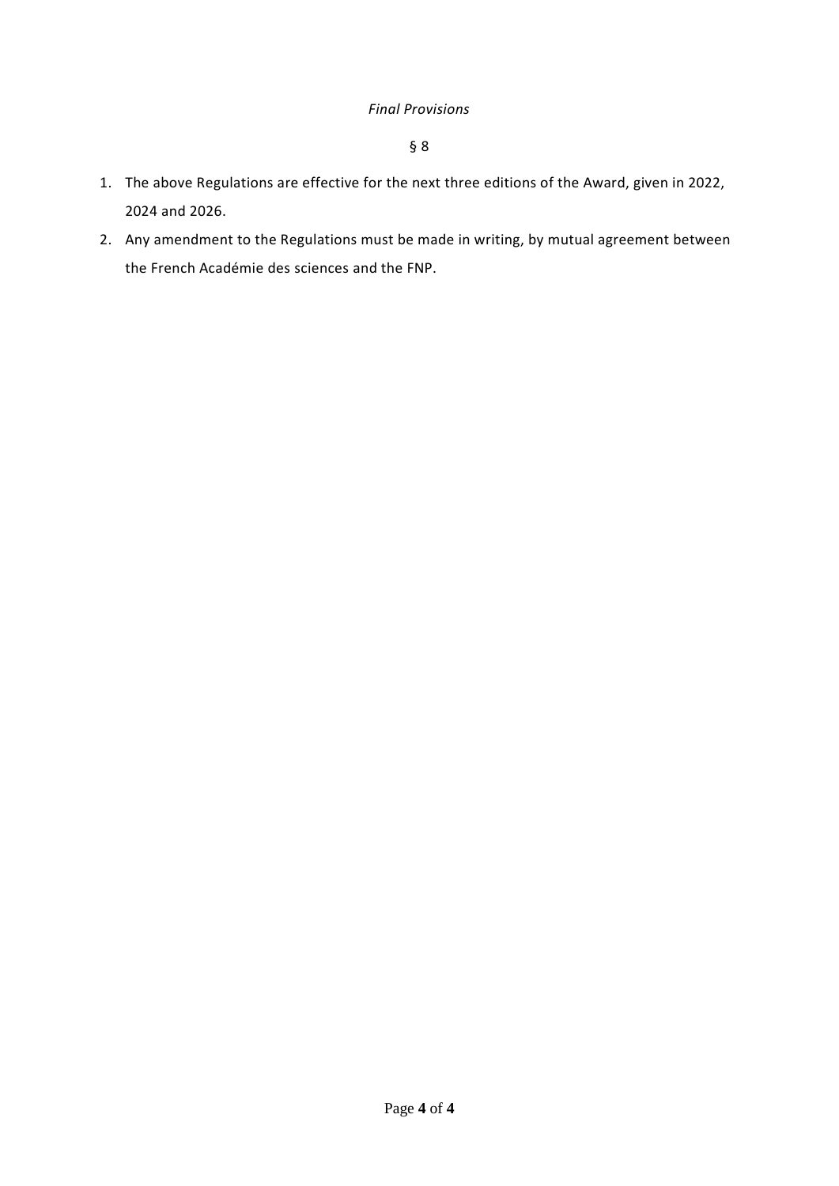*Final Provisions*

§ 8

1. The above Regulations are effective for the next three editions of the Award, given in 2022, 2024 and 2026.
2. Any amendment to the Regulations must be made in writing, by mutual agreement between the French Académie des sciences and the FNP.